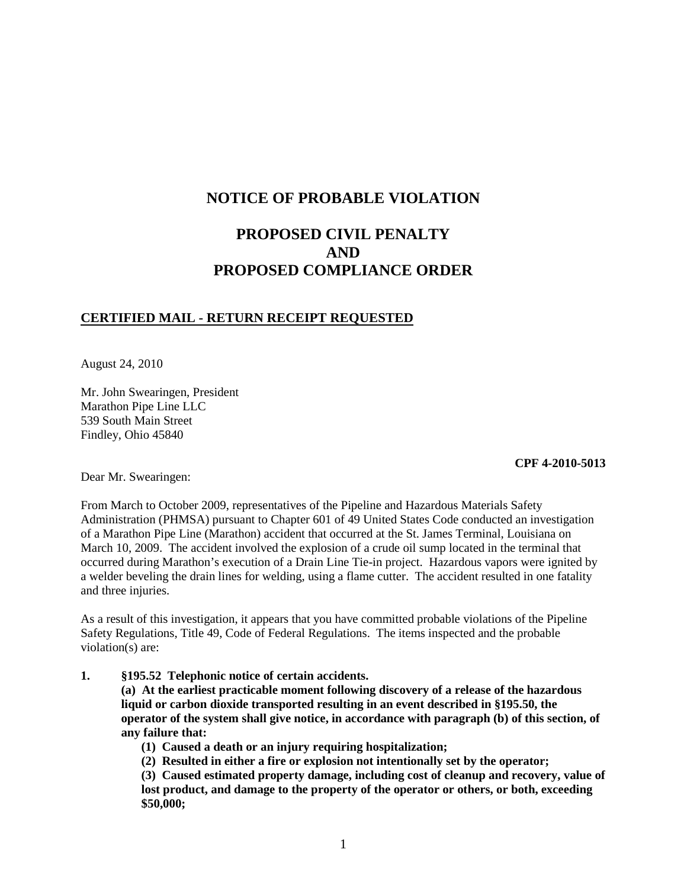# NOTICE OF PROBABLE VIOLATION

# PROPOSED CIVIL PENALTY
# AND
# PROPOSED COMPLIANCE ORDER

**CERTIFIED MAIL - RETURN RECEIPT REQUESTED**

August 24, 2010

Mr. John Swearingen, President
Marathon Pipe Line LLC
539 South Main Street
Findley, Ohio 45840

**CPF 4-2010-5013**

Dear Mr. Swearingen:

From March to October 2009, representatives of the Pipeline and Hazardous Materials Safety Administration (PHMSA) pursuant to Chapter 601 of 49 United States Code conducted an investigation of a Marathon Pipe Line (Marathon) accident that occurred at the St. James Terminal, Louisiana on March 10, 2009. The accident involved the explosion of a crude oil sump located in the terminal that occurred during Marathon's execution of a Drain Line Tie-in project. Hazardous vapors were ignited by a welder beveling the drain lines for welding, using a flame cutter. The accident resulted in one fatality and three injuries.

As a result of this investigation, it appears that you have committed probable violations of the Pipeline Safety Regulations, Title 49, Code of Federal Regulations. The items inspected and the probable violation(s) are:

1. **§195.52 Telephonic notice of certain accidents.**

   **(a) At the earliest practicable moment following discovery of a release of the hazardous liquid or carbon dioxide transported resulting in an event described in §195.50, the operator of the system shall give notice, in accordance with paragraph (b) of this section, of any failure that:**

   **(1) Caused a death or an injury requiring hospitalization;**

   **(2) Resulted in either a fire or explosion not intentionally set by the operator;**

   **(3) Caused estimated property damage, including cost of cleanup and recovery, value of lost product, and damage to the property of the operator or others, or both, exceeding $50,000;**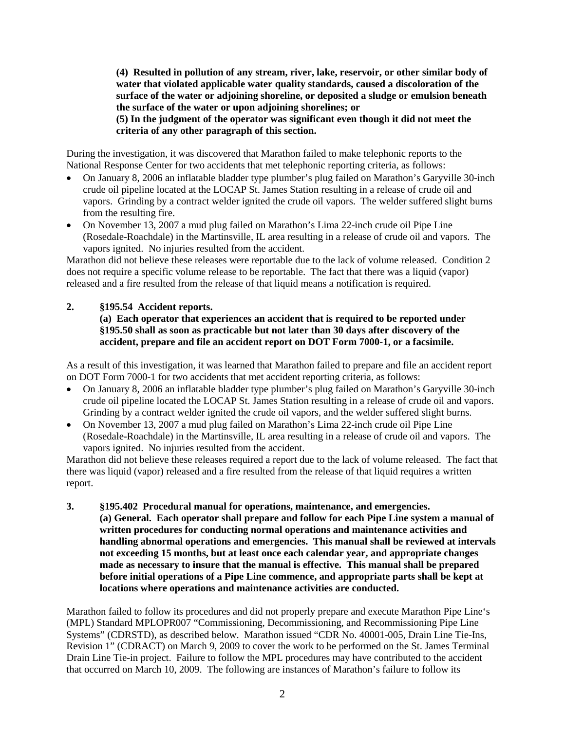**(4) Resulted in pollution of any stream, river, lake, reservoir, or other similar body of water that violated applicable water quality standards, caused a discoloration of the surface of the water or adjoining shoreline, or deposited a sludge or emulsion beneath the surface of the water or upon adjoining shorelines; or**
**(5) In the judgment of the operator was significant even though it did not meet the criteria of any other paragraph of this section.**

During the investigation, it was discovered that Marathon failed to make telephonic reports to the National Response Center for two accidents that met telephonic reporting criteria, as follows:

- On January 8, 2006 an inflatable bladder type plumber's plug failed on Marathon's Garyville 30-inch crude oil pipeline located at the LOCAP St. James Station resulting in a release of crude oil and vapors. Grinding by a contract welder ignited the crude oil vapors. The welder suffered slight burns from the resulting fire.
- On November 13, 2007 a mud plug failed on Marathon's Lima 22-inch crude oil Pipe Line (Rosedale-Roachdale) in the Martinsville, IL area resulting in a release of crude oil and vapors. The vapors ignited. No injuries resulted from the accident.

Marathon did not believe these releases were reportable due to the lack of volume released. Condition 2 does not require a specific volume release to be reportable. The fact that there was a liquid (vapor) released and a fire resulted from the release of that liquid means a notification is required.

**2. §195.54 Accident reports.**
**(a) Each operator that experiences an accident that is required to be reported under §195.50 shall as soon as practicable but not later than 30 days after discovery of the accident, prepare and file an accident report on DOT Form 7000-1, or a facsimile.**

As a result of this investigation, it was learned that Marathon failed to prepare and file an accident report on DOT Form 7000-1 for two accidents that met accident reporting criteria, as follows:

- On January 8, 2006 an inflatable bladder type plumber's plug failed on Marathon's Garyville 30-inch crude oil pipeline located the LOCAP St. James Station resulting in a release of crude oil and vapors. Grinding by a contract welder ignited the crude oil vapors, and the welder suffered slight burns.
- On November 13, 2007 a mud plug failed on Marathon's Lima 22-inch crude oil Pipe Line (Rosedale-Roachdale) in the Martinsville, IL area resulting in a release of crude oil and vapors. The vapors ignited. No injuries resulted from the accident.

Marathon did not believe these releases required a report due to the lack of volume released. The fact that there was liquid (vapor) released and a fire resulted from the release of that liquid requires a written report.

**3. §195.402 Procedural manual for operations, maintenance, and emergencies.**
**(a) General. Each operator shall prepare and follow for each Pipe Line system a manual of written procedures for conducting normal operations and maintenance activities and handling abnormal operations and emergencies. This manual shall be reviewed at intervals not exceeding 15 months, but at least once each calendar year, and appropriate changes made as necessary to insure that the manual is effective. This manual shall be prepared before initial operations of a Pipe Line commence, and appropriate parts shall be kept at locations where operations and maintenance activities are conducted.**

Marathon failed to follow its procedures and did not properly prepare and execute Marathon Pipe Line's (MPL) Standard MPLOPR007 "Commissioning, Decommissioning, and Recommissioning Pipe Line Systems" (CDRSTD), as described below. Marathon issued "CDR No. 40001-005, Drain Line Tie-Ins, Revision 1" (CDRACT) on March 9, 2009 to cover the work to be performed on the St. James Terminal Drain Line Tie-in project. Failure to follow the MPL procedures may have contributed to the accident that occurred on March 10, 2009. The following are instances of Marathon's failure to follow its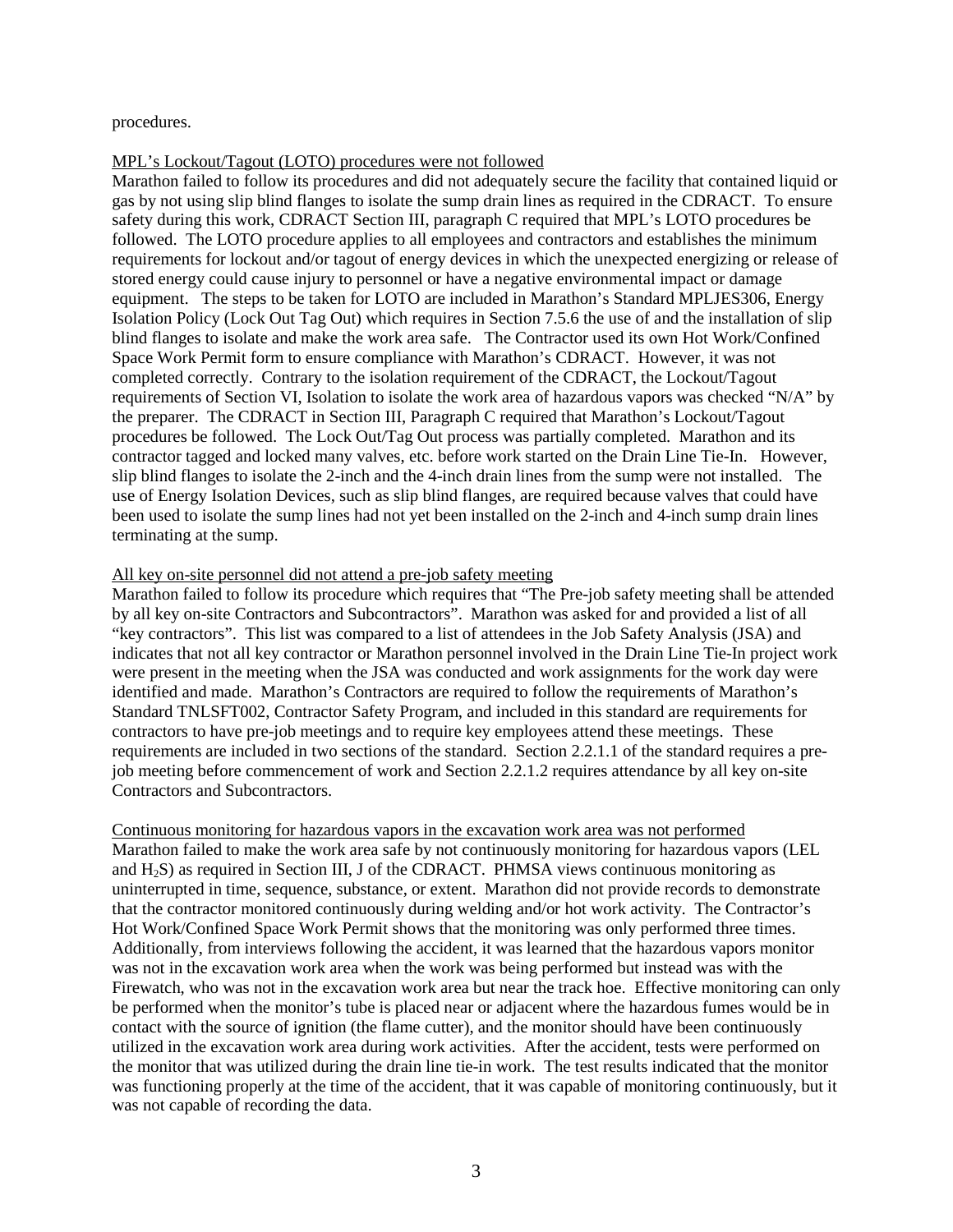procedures.

MPL's Lockout/Tagout (LOTO) procedures were not followed

Marathon failed to follow its procedures and did not adequately secure the facility that contained liquid or gas by not using slip blind flanges to isolate the sump drain lines as required in the CDRACT. To ensure safety during this work, CDRACT Section III, paragraph C required that MPL's LOTO procedures be followed. The LOTO procedure applies to all employees and contractors and establishes the minimum requirements for lockout and/or tagout of energy devices in which the unexpected energizing or release of stored energy could cause injury to personnel or have a negative environmental impact or damage equipment. The steps to be taken for LOTO are included in Marathon's Standard MPLJES306, Energy Isolation Policy (Lock Out Tag Out) which requires in Section 7.5.6 the use of and the installation of slip blind flanges to isolate and make the work area safe. The Contractor used its own Hot Work/Confined Space Work Permit form to ensure compliance with Marathon's CDRACT. However, it was not completed correctly. Contrary to the isolation requirement of the CDRACT, the Lockout/Tagout requirements of Section VI, Isolation to isolate the work area of hazardous vapors was checked "N/A" by the preparer. The CDRACT in Section III, Paragraph C required that Marathon's Lockout/Tagout procedures be followed. The Lock Out/Tag Out process was partially completed. Marathon and its contractor tagged and locked many valves, etc. before work started on the Drain Line Tie-In. However, slip blind flanges to isolate the 2-inch and the 4-inch drain lines from the sump were not installed. The use of Energy Isolation Devices, such as slip blind flanges, are required because valves that could have been used to isolate the sump lines had not yet been installed on the 2-inch and 4-inch sump drain lines terminating at the sump.

All key on-site personnel did not attend a pre-job safety meeting

Marathon failed to follow its procedure which requires that "The Pre-job safety meeting shall be attended by all key on-site Contractors and Subcontractors". Marathon was asked for and provided a list of all "key contractors". This list was compared to a list of attendees in the Job Safety Analysis (JSA) and indicates that not all key contractor or Marathon personnel involved in the Drain Line Tie-In project work were present in the meeting when the JSA was conducted and work assignments for the work day were identified and made. Marathon's Contractors are required to follow the requirements of Marathon's Standard TNLSFT002, Contractor Safety Program, and included in this standard are requirements for contractors to have pre-job meetings and to require key employees attend these meetings. These requirements are included in two sections of the standard. Section 2.2.1.1 of the standard requires a pre-job meeting before commencement of work and Section 2.2.1.2 requires attendance by all key on-site Contractors and Subcontractors.

Continuous monitoring for hazardous vapors in the excavation work area was not performed

Marathon failed to make the work area safe by not continuously monitoring for hazardous vapors (LEL and $H_2S$) as required in Section III, J of the CDRACT. PHMSA views continuous monitoring as uninterrupted in time, sequence, substance, or extent. Marathon did not provide records to demonstrate that the contractor monitored continuously during welding and/or hot work activity. The Contractor's Hot Work/Confined Space Work Permit shows that the monitoring was only performed three times. Additionally, from interviews following the accident, it was learned that the hazardous vapors monitor was not in the excavation work area when the work was being performed but instead was with the Firewatch, who was not in the excavation work area but near the track hoe. Effective monitoring can only be performed when the monitor's tube is placed near or adjacent where the hazardous fumes would be in contact with the source of ignition (the flame cutter), and the monitor should have been continuously utilized in the excavation work area during work activities. After the accident, tests were performed on the monitor that was utilized during the drain line tie-in work. The test results indicated that the monitor was functioning properly at the time of the accident, that it was capable of monitoring continuously, but it was not capable of recording the data.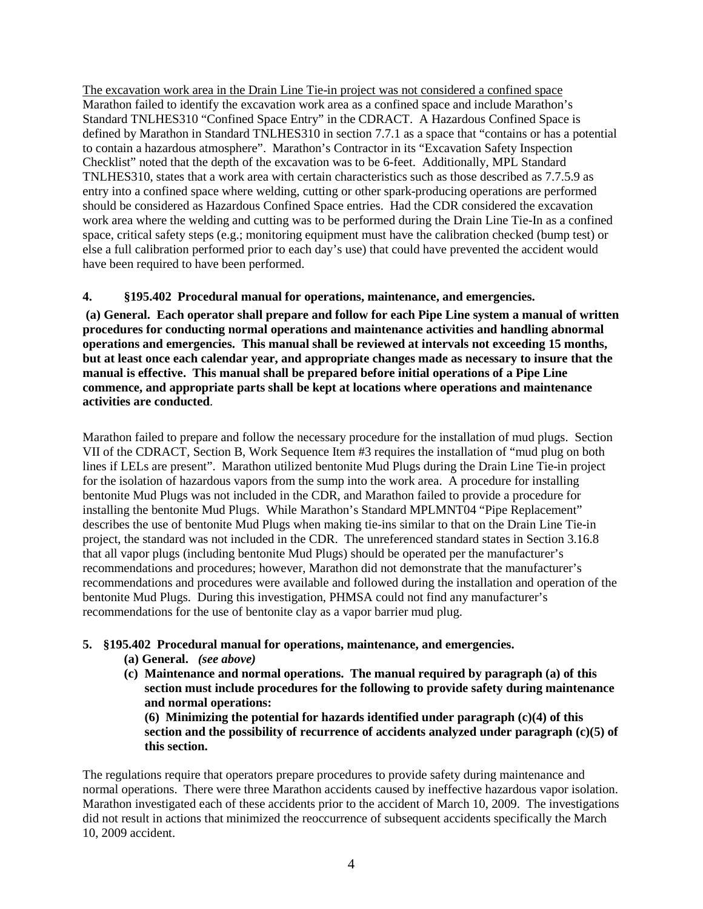The excavation work area in the Drain Line Tie-in project was not considered a confined space
Marathon failed to identify the excavation work area as a confined space and include Marathon's Standard TNLHES310 "Confined Space Entry" in the CDRACT. A Hazardous Confined Space is defined by Marathon in Standard TNLHES310 in section 7.7.1 as a space that "contains or has a potential to contain a hazardous atmosphere". Marathon's Contractor in its "Excavation Safety Inspection Checklist" noted that the depth of the excavation was to be 6-feet. Additionally, MPL Standard TNLHES310, states that a work area with certain characteristics such as those described as 7.7.5.9 as entry into a confined space where welding, cutting or other spark-producing operations are performed should be considered as Hazardous Confined Space entries. Had the CDR considered the excavation work area where the welding and cutting was to be performed during the Drain Line Tie-In as a confined space, critical safety steps (e.g.; monitoring equipment must have the calibration checked (bump test) or else a full calibration performed prior to each day's use) that could have prevented the accident would have been required to have been performed.

**4. §195.402 Procedural manual for operations, maintenance, and emergencies.**

**(a) General. Each operator shall prepare and follow for each Pipe Line system a manual of written procedures for conducting normal operations and maintenance activities and handling abnormal operations and emergencies. This manual shall be reviewed at intervals not exceeding 15 months, but at least once each calendar year, and appropriate changes made as necessary to insure that the manual is effective. This manual shall be prepared before initial operations of a Pipe Line commence, and appropriate parts shall be kept at locations where operations and maintenance activities are conducted**.

Marathon failed to prepare and follow the necessary procedure for the installation of mud plugs. Section VII of the CDRACT, Section B, Work Sequence Item #3 requires the installation of "mud plug on both lines if LELs are present". Marathon utilized bentonite Mud Plugs during the Drain Line Tie-in project for the isolation of hazardous vapors from the sump into the work area. A procedure for installing bentonite Mud Plugs was not included in the CDR, and Marathon failed to provide a procedure for installing the bentonite Mud Plugs. While Marathon's Standard MPLMNT04 "Pipe Replacement" describes the use of bentonite Mud Plugs when making tie-ins similar to that on the Drain Line Tie-in project, the standard was not included in the CDR. The unreferenced standard states in Section 3.16.8 that all vapor plugs (including bentonite Mud Plugs) should be operated per the manufacturer's recommendations and procedures; however, Marathon did not demonstrate that the manufacturer's recommendations and procedures were available and followed during the installation and operation of the bentonite Mud Plugs. During this investigation, PHMSA could not find any manufacturer's recommendations for the use of bentonite clay as a vapor barrier mud plug.

**5. §195.402 Procedural manual for operations, maintenance, and emergencies.**

- **(a) General.** ***(see above)***
- **(c) Maintenance and normal operations. The manual required by paragraph (a) of this section must include procedures for the following to provide safety during maintenance and normal operations:**

  **(6) Minimizing the potential for hazards identified under paragraph (c)(4) of this section and the possibility of recurrence of accidents analyzed under paragraph (c)(5) of this section.**

The regulations require that operators prepare procedures to provide safety during maintenance and normal operations. There were three Marathon accidents caused by ineffective hazardous vapor isolation. Marathon investigated each of these accidents prior to the accident of March 10, 2009. The investigations did not result in actions that minimized the reoccurrence of subsequent accidents specifically the March 10, 2009 accident.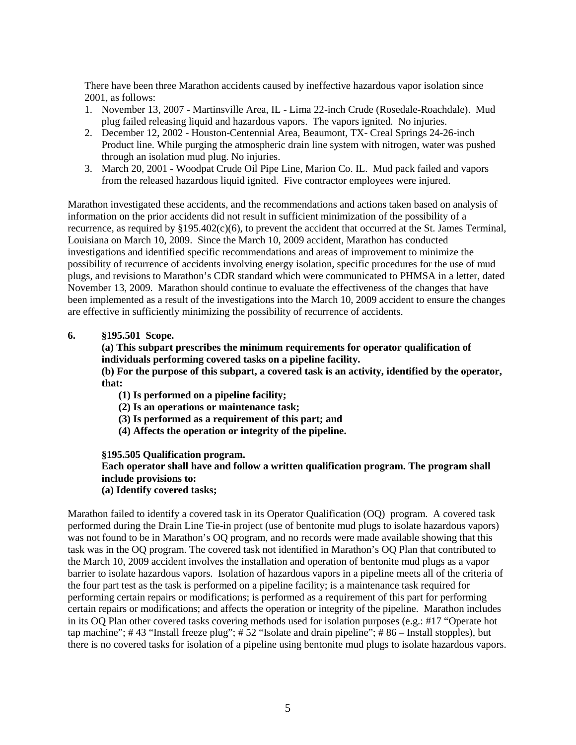There have been three Marathon accidents caused by ineffective hazardous vapor isolation since 2001, as follows:

1. November 13, 2007 - Martinsville Area, IL - Lima 22-inch Crude (Rosedale-Roachdale). Mud plug failed releasing liquid and hazardous vapors. The vapors ignited. No injuries.
2. December 12, 2002 - Houston-Centennial Area, Beaumont, TX- Creal Springs 24-26-inch Product line. While purging the atmospheric drain line system with nitrogen, water was pushed through an isolation mud plug. No injuries.
3. March 20, 2001 - Woodpat Crude Oil Pipe Line, Marion Co. IL. Mud pack failed and vapors from the released hazardous liquid ignited. Five contractor employees were injured.

Marathon investigated these accidents, and the recommendations and actions taken based on analysis of information on the prior accidents did not result in sufficient minimization of the possibility of a recurrence, as required by §195.402(c)(6), to prevent the accident that occurred at the St. James Terminal, Louisiana on March 10, 2009. Since the March 10, 2009 accident, Marathon has conducted investigations and identified specific recommendations and areas of improvement to minimize the possibility of recurrence of accidents involving energy isolation, specific procedures for the use of mud plugs, and revisions to Marathon's CDR standard which were communicated to PHMSA in a letter, dated November 13, 2009. Marathon should continue to evaluate the effectiveness of the changes that have been implemented as a result of the investigations into the March 10, 2009 accident to ensure the changes are effective in sufficiently minimizing the possibility of recurrence of accidents.

**6. §195.501 Scope.**

**(a) This subpart prescribes the minimum requirements for operator qualification of individuals performing covered tasks on a pipeline facility.**

**(b) For the purpose of this subpart, a covered task is an activity, identified by the operator, that:**

**(1) Is performed on a pipeline facility;**

**(2) Is an operations or maintenance task;**

**(3) Is performed as a requirement of this part; and**

**(4) Affects the operation or integrity of the pipeline.**

**§195.505 Qualification program.**

**Each operator shall have and follow a written qualification program. The program shall include provisions to:**

**(a) Identify covered tasks;**

Marathon failed to identify a covered task in its Operator Qualification (OQ) program. A covered task performed during the Drain Line Tie-in project (use of bentonite mud plugs to isolate hazardous vapors) was not found to be in Marathon's OQ program, and no records were made available showing that this task was in the OQ program. The covered task not identified in Marathon's OQ Plan that contributed to the March 10, 2009 accident involves the installation and operation of bentonite mud plugs as a vapor barrier to isolate hazardous vapors. Isolation of hazardous vapors in a pipeline meets all of the criteria of the four part test as the task is performed on a pipeline facility; is a maintenance task required for performing certain repairs or modifications; is performed as a requirement of this part for performing certain repairs or modifications; and affects the operation or integrity of the pipeline. Marathon includes in its OQ Plan other covered tasks covering methods used for isolation purposes (e.g.: #17 "Operate hot tap machine"; # 43 "Install freeze plug"; # 52 "Isolate and drain pipeline"; # 86 – Install stopples), but there is no covered tasks for isolation of a pipeline using bentonite mud plugs to isolate hazardous vapors.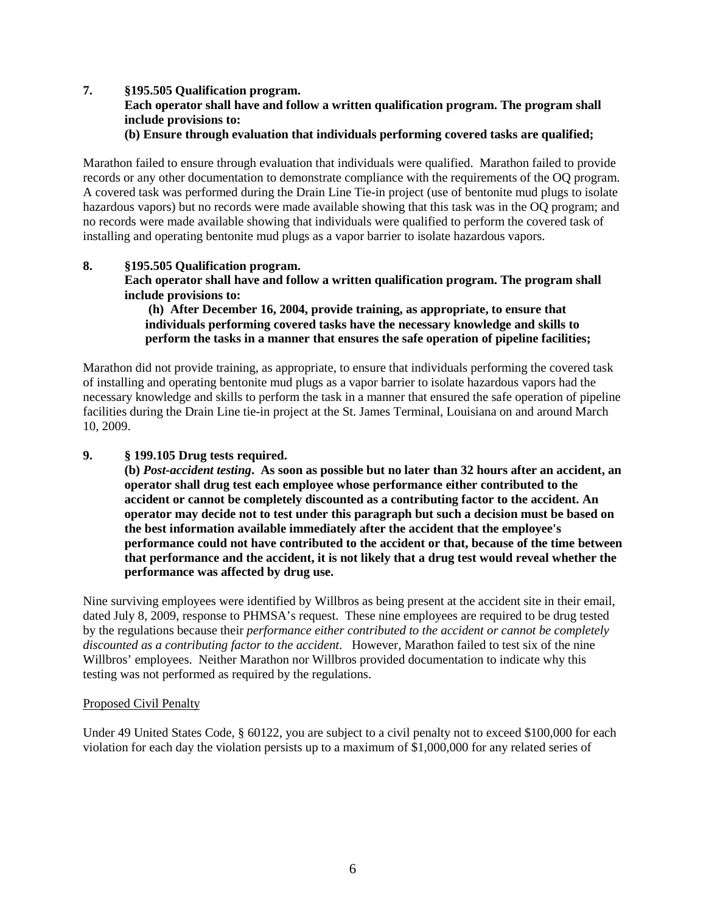**7. §195.505 Qualification program.**
**Each operator shall have and follow a written qualification program. The program shall include provisions to:**
**(b) Ensure through evaluation that individuals performing covered tasks are qualified;**

Marathon failed to ensure through evaluation that individuals were qualified. Marathon failed to provide records or any other documentation to demonstrate compliance with the requirements of the OQ program. A covered task was performed during the Drain Line Tie-in project (use of bentonite mud plugs to isolate hazardous vapors) but no records were made available showing that this task was in the OQ program; and no records were made available showing that individuals were qualified to perform the covered task of installing and operating bentonite mud plugs as a vapor barrier to isolate hazardous vapors.

**8. §195.505 Qualification program.**
**Each operator shall have and follow a written qualification program. The program shall include provisions to:**
**(h) After December 16, 2004, provide training, as appropriate, to ensure that individuals performing covered tasks have the necessary knowledge and skills to perform the tasks in a manner that ensures the safe operation of pipeline facilities;**

Marathon did not provide training, as appropriate, to ensure that individuals performing the covered task of installing and operating bentonite mud plugs as a vapor barrier to isolate hazardous vapors had the necessary knowledge and skills to perform the task in a manner that ensured the safe operation of pipeline facilities during the Drain Line tie-in project at the St. James Terminal, Louisiana on and around March 10, 2009.

**9. § 199.105 Drug tests required.**
**(b) *Post-accident testing*. As soon as possible but no later than 32 hours after an accident, an operator shall drug test each employee whose performance either contributed to the accident or cannot be completely discounted as a contributing factor to the accident. An operator may decide not to test under this paragraph but such a decision must be based on the best information available immediately after the accident that the employee's performance could not have contributed to the accident or that, because of the time between that performance and the accident, it is not likely that a drug test would reveal whether the performance was affected by drug use.**

Nine surviving employees were identified by Willbros as being present at the accident site in their email, dated July 8, 2009, response to PHMSA's request. These nine employees are required to be drug tested by the regulations because their *performance either contributed to the accident or cannot be completely discounted as a contributing factor to the accident*. However, Marathon failed to test six of the nine Willbros' employees. Neither Marathon nor Willbros provided documentation to indicate why this testing was not performed as required by the regulations.

<u>Proposed Civil Penalty</u>

Under 49 United States Code, § 60122, you are subject to a civil penalty not to exceed $100,000 for each violation for each day the violation persists up to a maximum of $1,000,000 for any related series of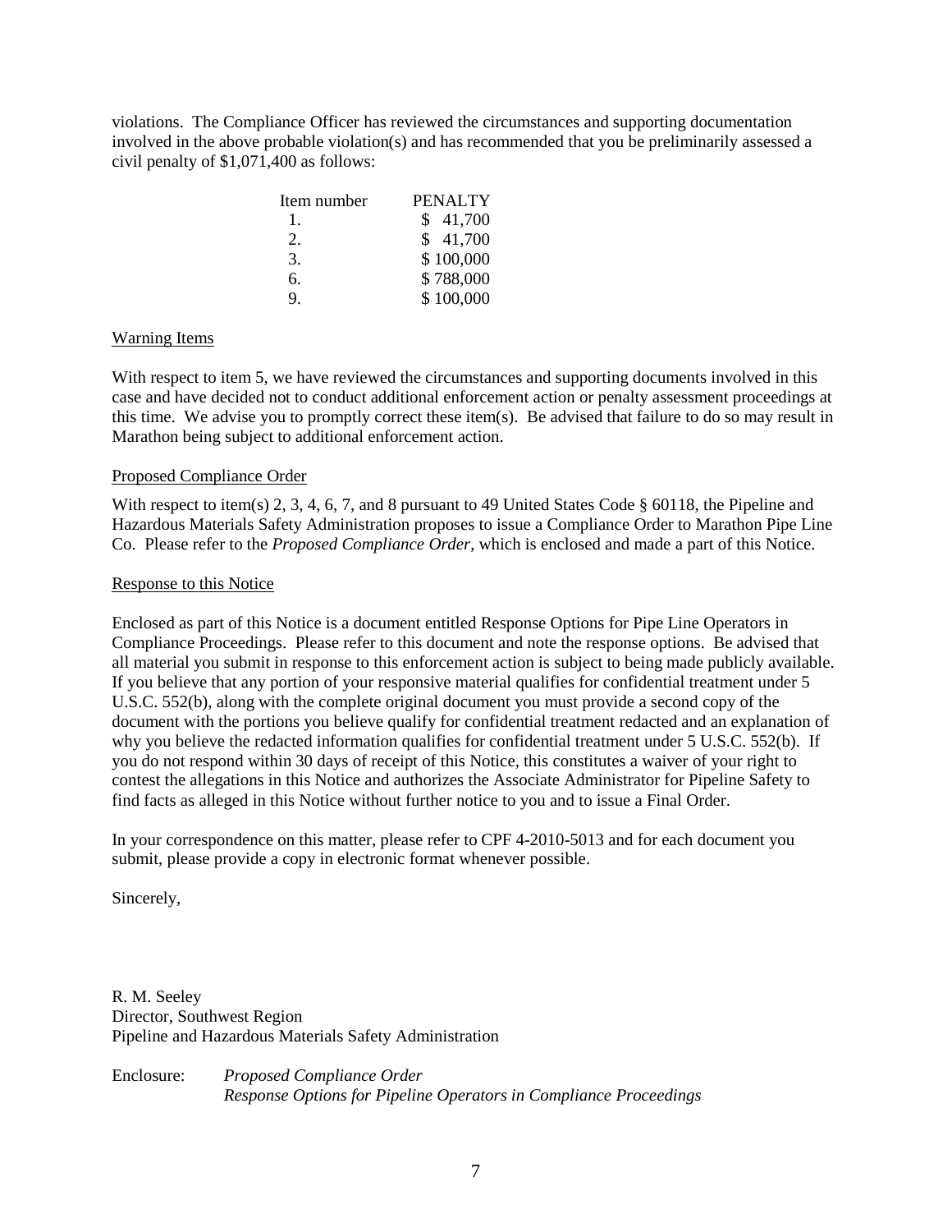violations. The Compliance Officer has reviewed the circumstances and supporting documentation involved in the above probable violation(s) and has recommended that you be preliminarily assessed a civil penalty of $1,071,400 as follows:

| Item number | PENALTY |
|---|---|
| 1. | $ 41,700 |
| 2. | $ 41,700 |
| 3. | $ 100,000 |
| 6. | $ 788,000 |
| 9. | $ 100,000 |

Warning Items

With respect to item 5, we have reviewed the circumstances and supporting documents involved in this case and have decided not to conduct additional enforcement action or penalty assessment proceedings at this time. We advise you to promptly correct these item(s). Be advised that failure to do so may result in Marathon being subject to additional enforcement action.

Proposed Compliance Order

With respect to item(s) 2, 3, 4, 6, 7, and 8 pursuant to 49 United States Code § 60118, the Pipeline and Hazardous Materials Safety Administration proposes to issue a Compliance Order to Marathon Pipe Line Co. Please refer to the *Proposed Compliance Order*, which is enclosed and made a part of this Notice.

Response to this Notice

Enclosed as part of this Notice is a document entitled Response Options for Pipe Line Operators in Compliance Proceedings. Please refer to this document and note the response options. Be advised that all material you submit in response to this enforcement action is subject to being made publicly available. If you believe that any portion of your responsive material qualifies for confidential treatment under 5 U.S.C. 552(b), along with the complete original document you must provide a second copy of the document with the portions you believe qualify for confidential treatment redacted and an explanation of why you believe the redacted information qualifies for confidential treatment under 5 U.S.C. 552(b). If you do not respond within 30 days of receipt of this Notice, this constitutes a waiver of your right to contest the allegations in this Notice and authorizes the Associate Administrator for Pipeline Safety to find facts as alleged in this Notice without further notice to you and to issue a Final Order.

In your correspondence on this matter, please refer to CPF 4-2010-5013 and for each document you submit, please provide a copy in electronic format whenever possible.

Sincerely,

R. M. Seeley
Director, Southwest Region
Pipeline and Hazardous Materials Safety Administration

Enclosure: *Proposed Compliance Order*
*Response Options for Pipeline Operators in Compliance Proceedings*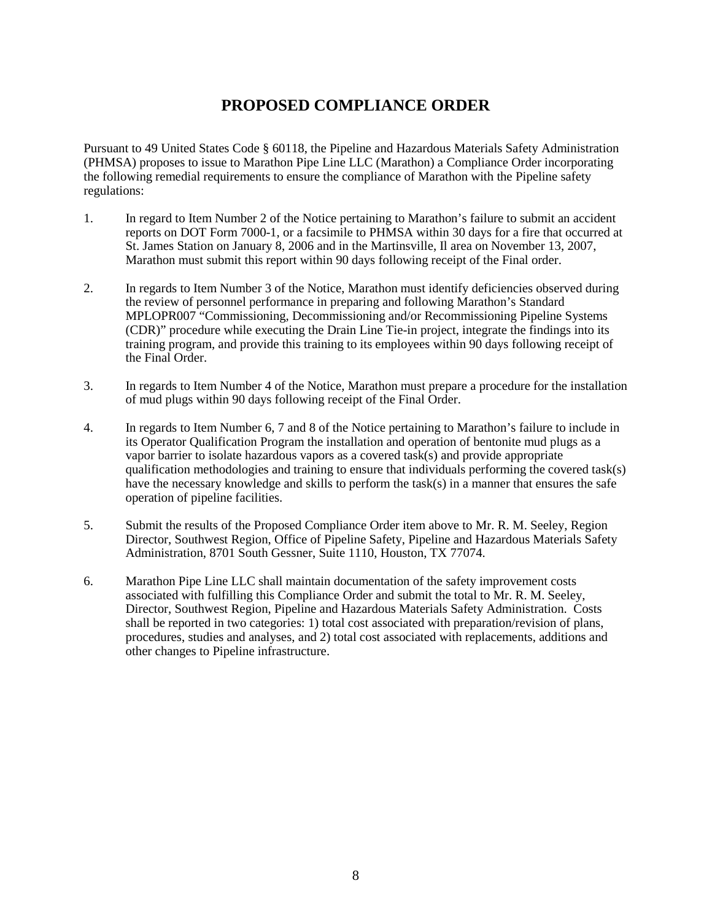# PROPOSED COMPLIANCE ORDER

Pursuant to 49 United States Code § 60118, the Pipeline and Hazardous Materials Safety Administration (PHMSA) proposes to issue to Marathon Pipe Line LLC (Marathon) a Compliance Order incorporating the following remedial requirements to ensure the compliance of Marathon with the Pipeline safety regulations:

1. In regard to Item Number 2 of the Notice pertaining to Marathon's failure to submit an accident reports on DOT Form 7000-1, or a facsimile to PHMSA within 30 days for a fire that occurred at St. James Station on January 8, 2006 and in the Martinsville, Il area on November 13, 2007, Marathon must submit this report within 90 days following receipt of the Final order.

2. In regards to Item Number 3 of the Notice, Marathon must identify deficiencies observed during the review of personnel performance in preparing and following Marathon's Standard MPLOPR007 "Commissioning, Decommissioning and/or Recommissioning Pipeline Systems (CDR)" procedure while executing the Drain Line Tie-in project, integrate the findings into its training program, and provide this training to its employees within 90 days following receipt of the Final Order.

3. In regards to Item Number 4 of the Notice, Marathon must prepare a procedure for the installation of mud plugs within 90 days following receipt of the Final Order.

4. In regards to Item Number 6, 7 and 8 of the Notice pertaining to Marathon's failure to include in its Operator Qualification Program the installation and operation of bentonite mud plugs as a vapor barrier to isolate hazardous vapors as a covered task(s) and provide appropriate qualification methodologies and training to ensure that individuals performing the covered task(s) have the necessary knowledge and skills to perform the task(s) in a manner that ensures the safe operation of pipeline facilities.

5. Submit the results of the Proposed Compliance Order item above to Mr. R. M. Seeley, Region Director, Southwest Region, Office of Pipeline Safety, Pipeline and Hazardous Materials Safety Administration, 8701 South Gessner, Suite 1110, Houston, TX 77074.

6. Marathon Pipe Line LLC shall maintain documentation of the safety improvement costs associated with fulfilling this Compliance Order and submit the total to Mr. R. M. Seeley, Director, Southwest Region, Pipeline and Hazardous Materials Safety Administration. Costs shall be reported in two categories: 1) total cost associated with preparation/revision of plans, procedures, studies and analyses, and 2) total cost associated with replacements, additions and other changes to Pipeline infrastructure.